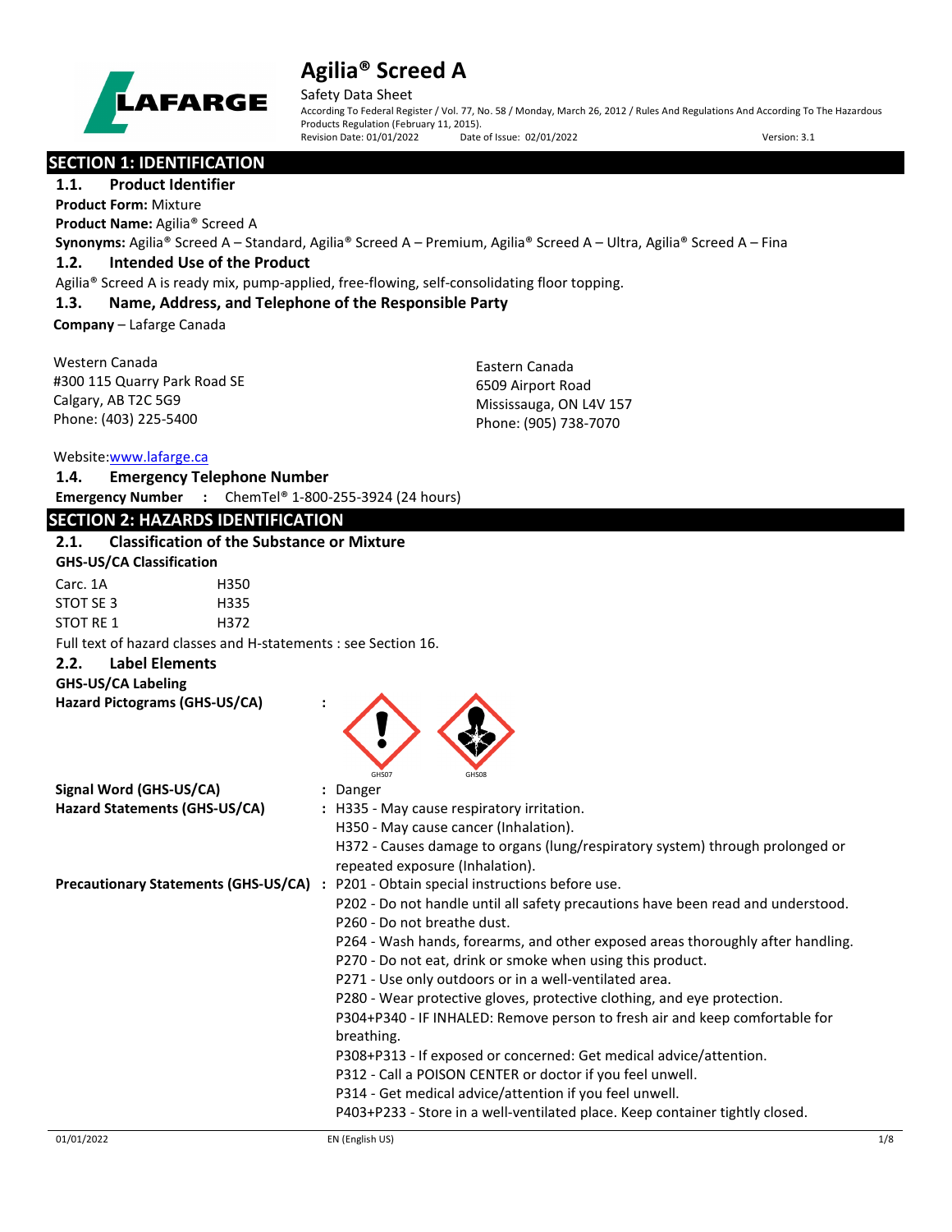# Agilia® Screed A

Safety Data Sheet

According To Federal Register / Vol. 77, No. 58 / Monday, March 26, 2012 / Rules And Regulations And According To The Hazardous Products Regulation (February 11, 2015).

Revision Date: 01/01/2022 Date of Issue: 02/01/2022 Version: 3.1

## SECTION 1: IDENTIFICATION

### 1.1. Product Identifier

**Product Form:** Mixture

**Product Name:** Agilia® Screed A

**Synonyms:** Agilia® Screed A – Standard, Agilia® Screed A – Premium, Agilia® Screed A – Ultra, Agilia® Screed A – Fina

### 1.2. Intended Use of the Product

Agilia® Screed A is ready mix, pump-applied, free-flowing, self-consolidating floor topping.

### 1.3. Name, Address, and Telephone of the Responsible Party

**Company** – Lafarge Canada

Western Canada
#300 115 Quarry Park Road SE
Calgary, AB T2C 5G9
Phone: (403) 225-5400

Eastern Canada
6509 Airport Road
Mississauga, ON L4V 157
Phone: (905) 738-7070

Website:www.lafarge.ca

### 1.4. Emergency Telephone Number

**Emergency Number :** ChemTel® 1-800-255-3924 (24 hours)

## SECTION 2: HAZARDS IDENTIFICATION

### 2.1. Classification of the Substance or Mixture

**GHS-US/CA Classification**

| | |
|---|---|
| Carc. 1A | H350 |
| STOT SE 3 | H335 |
| STOT RE 1 | H372 |

Full text of hazard classes and H-statements : see Section 16.

### 2.2. Label Elements

**GHS-US/CA Labeling**

**Hazard Pictograms (GHS-US/CA) :** GHS07 GHS08

**Signal Word (GHS-US/CA) :** Danger

**Hazard Statements (GHS-US/CA) :**
- H335 - May cause respiratory irritation.
- H350 - May cause cancer (Inhalation).
- H372 - Causes damage to organs (lung/respiratory system) through prolonged or repeated exposure (Inhalation).

**Precautionary Statements (GHS-US/CA) :**
- P201 - Obtain special instructions before use.
- P202 - Do not handle until all safety precautions have been read and understood.
- P260 - Do not breathe dust.
- P264 - Wash hands, forearms, and other exposed areas thoroughly after handling.
- P270 - Do not eat, drink or smoke when using this product.
- P271 - Use only outdoors or in a well-ventilated area.
- P280 - Wear protective gloves, protective clothing, and eye protection.
- P304+P340 - IF INHALED: Remove person to fresh air and keep comfortable for breathing.
- P308+P313 - If exposed or concerned: Get medical advice/attention.
- P312 - Call a POISON CENTER or doctor if you feel unwell.
- P314 - Get medical advice/attention if you feel unwell.
- P403+P233 - Store in a well-ventilated place. Keep container tightly closed.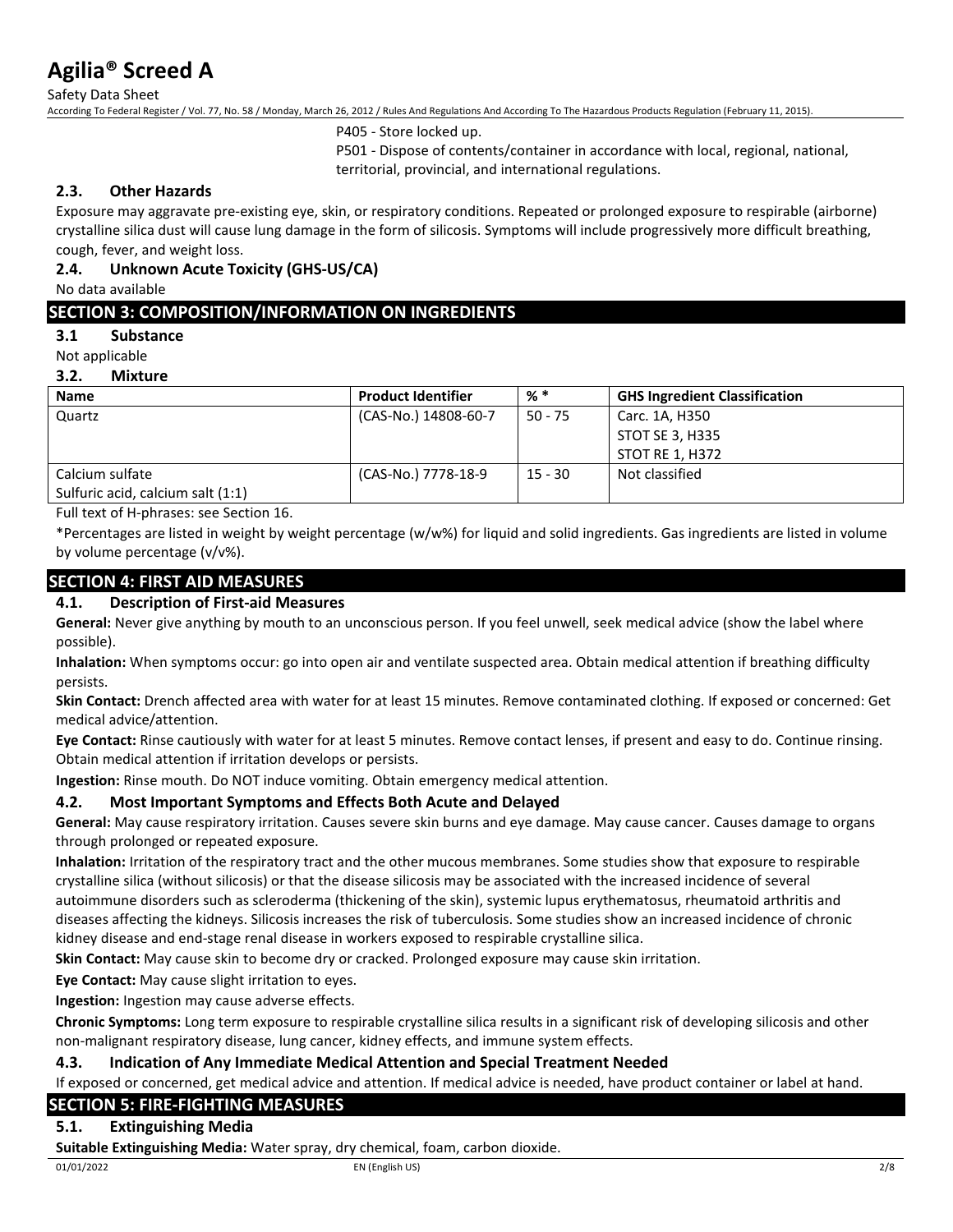P405 - Store locked up.

P501 - Dispose of contents/container in accordance with local, regional, national, territorial, provincial, and international regulations.

### 2.3. Other Hazards

Exposure may aggravate pre-existing eye, skin, or respiratory conditions. Repeated or prolonged exposure to respirable (airborne) crystalline silica dust will cause lung damage in the form of silicosis. Symptoms will include progressively more difficult breathing, cough, fever, and weight loss.

### 2.4. Unknown Acute Toxicity (GHS-US/CA)

No data available

## SECTION 3: COMPOSITION/INFORMATION ON INGREDIENTS

### 3.1 Substance

Not applicable

### 3.2. Mixture

| Name | Product Identifier | % * | GHS Ingredient Classification |
|---|---|---|---|
| Quartz | (CAS-No.) 14808-60-7 | 50 - 75 | Carc. 1A, H350<br>STOT SE 3, H335<br>STOT RE 1, H372 |
| Calcium sulfate<br>Sulfuric acid, calcium salt (1:1) | (CAS-No.) 7778-18-9 | 15 - 30 | Not classified |

Full text of H-phrases: see Section 16.

*Percentages are listed in weight by weight percentage (w/w%) for liquid and solid ingredients. Gas ingredients are listed in volume by volume percentage (v/v%).

## SECTION 4: FIRST AID MEASURES

### 4.1. Description of First-aid Measures

**General:** Never give anything by mouth to an unconscious person. If you feel unwell, seek medical advice (show the label where possible).

**Inhalation:** When symptoms occur: go into open air and ventilate suspected area. Obtain medical attention if breathing difficulty persists.

**Skin Contact:** Drench affected area with water for at least 15 minutes. Remove contaminated clothing. If exposed or concerned: Get medical advice/attention.

**Eye Contact:** Rinse cautiously with water for at least 5 minutes. Remove contact lenses, if present and easy to do. Continue rinsing. Obtain medical attention if irritation develops or persists.

**Ingestion:** Rinse mouth. Do NOT induce vomiting. Obtain emergency medical attention.

### 4.2. Most Important Symptoms and Effects Both Acute and Delayed

**General:** May cause respiratory irritation. Causes severe skin burns and eye damage. May cause cancer. Causes damage to organs through prolonged or repeated exposure.

**Inhalation:** Irritation of the respiratory tract and the other mucous membranes. Some studies show that exposure to respirable crystalline silica (without silicosis) or that the disease silicosis may be associated with the increased incidence of several autoimmune disorders such as scleroderma (thickening of the skin), systemic lupus erythematosus, rheumatoid arthritis and diseases affecting the kidneys. Silicosis increases the risk of tuberculosis. Some studies show an increased incidence of chronic kidney disease and end-stage renal disease in workers exposed to respirable crystalline silica.

**Skin Contact:** May cause skin to become dry or cracked. Prolonged exposure may cause skin irritation.

**Eye Contact:** May cause slight irritation to eyes.

**Ingestion:** Ingestion may cause adverse effects.

**Chronic Symptoms:** Long term exposure to respirable crystalline silica results in a significant risk of developing silicosis and other non-malignant respiratory disease, lung cancer, kidney effects, and immune system effects.

### 4.3. Indication of Any Immediate Medical Attention and Special Treatment Needed

If exposed or concerned, get medical advice and attention. If medical advice is needed, have product container or label at hand.

## SECTION 5: FIRE-FIGHTING MEASURES

### 5.1. Extinguishing Media

**Suitable Extinguishing Media:** Water spray, dry chemical, foam, carbon dioxide.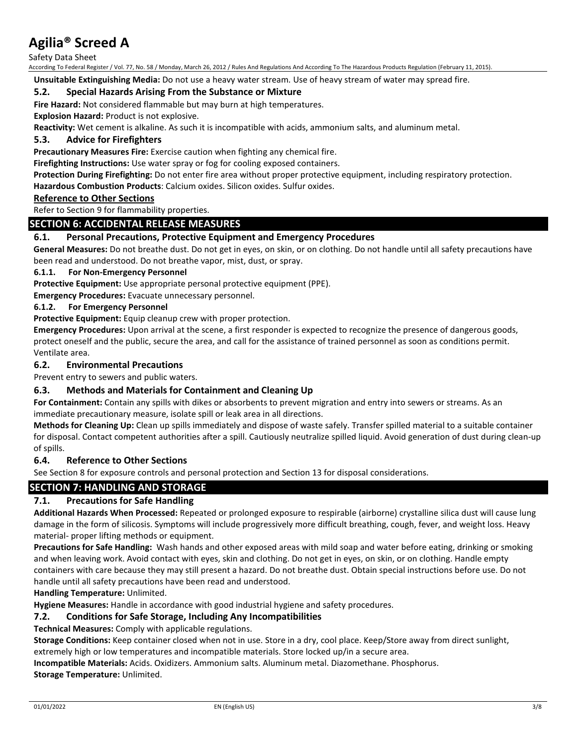**Unsuitable Extinguishing Media:** Do not use a heavy water stream. Use of heavy stream of water may spread fire.

### 5.2. Special Hazards Arising From the Substance or Mixture

**Fire Hazard:** Not considered flammable but may burn at high temperatures.

**Explosion Hazard:** Product is not explosive.

**Reactivity:** Wet cement is alkaline. As such it is incompatible with acids, ammonium salts, and aluminum metal.

### 5.3. Advice for Firefighters

**Precautionary Measures Fire:** Exercise caution when fighting any chemical fire.

**Firefighting Instructions:** Use water spray or fog for cooling exposed containers.

**Protection During Firefighting:** Do not enter fire area without proper protective equipment, including respiratory protection.

**Hazardous Combustion Products**: Calcium oxides. Silicon oxides. Sulfur oxides.

**Reference to Other Sections**

Refer to Section 9 for flammability properties.

## SECTION 6: ACCIDENTAL RELEASE MEASURES

### 6.1. Personal Precautions, Protective Equipment and Emergency Procedures

**General Measures:** Do not breathe dust. Do not get in eyes, on skin, or on clothing. Do not handle until all safety precautions have been read and understood. Do not breathe vapor, mist, dust, or spray.

#### 6.1.1. For Non-Emergency Personnel

**Protective Equipment:** Use appropriate personal protective equipment (PPE).

**Emergency Procedures:** Evacuate unnecessary personnel.

#### 6.1.2. For Emergency Personnel

**Protective Equipment:** Equip cleanup crew with proper protection.

**Emergency Procedures:** Upon arrival at the scene, a first responder is expected to recognize the presence of dangerous goods, protect oneself and the public, secure the area, and call for the assistance of trained personnel as soon as conditions permit. Ventilate area.

### 6.2. Environmental Precautions

Prevent entry to sewers and public waters.

### 6.3. Methods and Materials for Containment and Cleaning Up

**For Containment:** Contain any spills with dikes or absorbents to prevent migration and entry into sewers or streams. As an immediate precautionary measure, isolate spill or leak area in all directions.

**Methods for Cleaning Up:** Clean up spills immediately and dispose of waste safely. Transfer spilled material to a suitable container for disposal. Contact competent authorities after a spill. Cautiously neutralize spilled liquid. Avoid generation of dust during clean-up of spills.

### 6.4. Reference to Other Sections

See Section 8 for exposure controls and personal protection and Section 13 for disposal considerations.

## SECTION 7: HANDLING AND STORAGE

### 7.1. Precautions for Safe Handling

**Additional Hazards When Processed:** Repeated or prolonged exposure to respirable (airborne) crystalline silica dust will cause lung damage in the form of silicosis. Symptoms will include progressively more difficult breathing, cough, fever, and weight loss. Heavy material- proper lifting methods or equipment.

**Precautions for Safe Handling:** Wash hands and other exposed areas with mild soap and water before eating, drinking or smoking and when leaving work. Avoid contact with eyes, skin and clothing. Do not get in eyes, on skin, or on clothing. Handle empty containers with care because they may still present a hazard. Do not breathe dust. Obtain special instructions before use. Do not handle until all safety precautions have been read and understood.

**Handling Temperature:** Unlimited.

**Hygiene Measures:** Handle in accordance with good industrial hygiene and safety procedures.

### 7.2. Conditions for Safe Storage, Including Any Incompatibilities

**Technical Measures:** Comply with applicable regulations.

**Storage Conditions:** Keep container closed when not in use. Store in a dry, cool place. Keep/Store away from direct sunlight, extremely high or low temperatures and incompatible materials. Store locked up/in a secure area.

**Incompatible Materials:** Acids. Oxidizers. Ammonium salts. Aluminum metal. Diazomethane. Phosphorus.

**Storage Temperature:** Unlimited.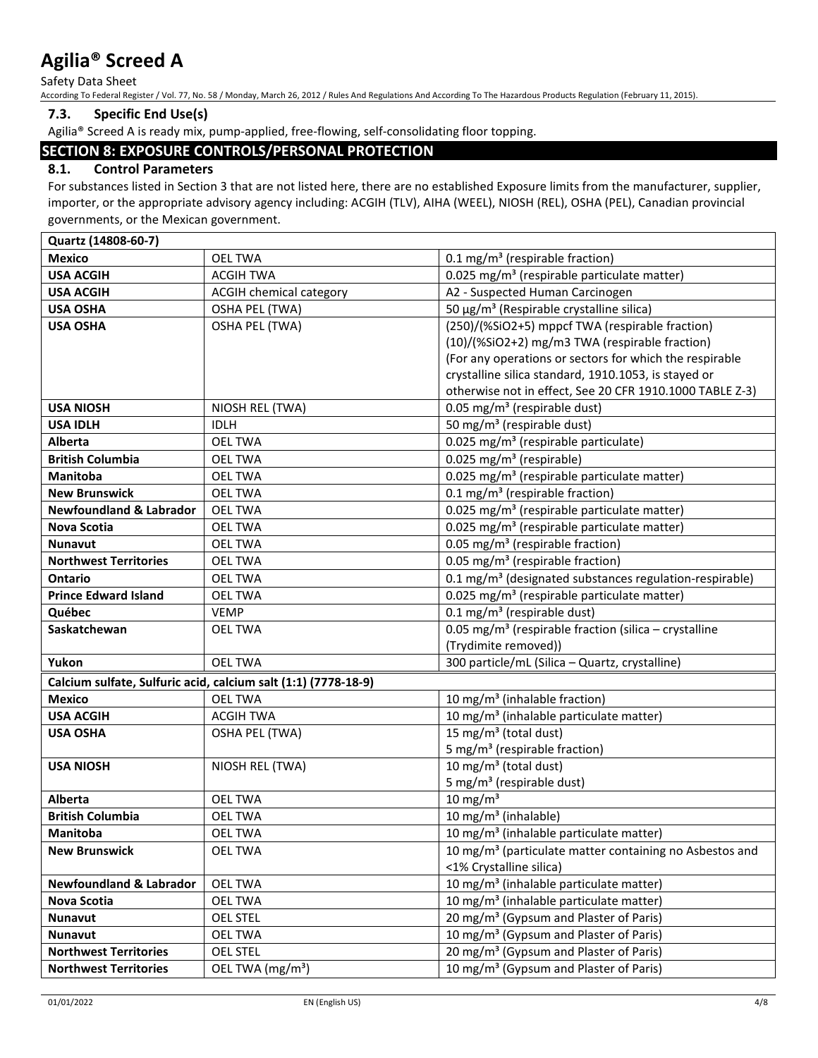### 7.3. Specific End Use(s)

Agilia® Screed A is ready mix, pump-applied, free-flowing, self-consolidating floor topping.

## SECTION 8: EXPOSURE CONTROLS/PERSONAL PROTECTION

### 8.1. Control Parameters

For substances listed in Section 3 that are not listed here, there are no established Exposure limits from the manufacturer, supplier, importer, or the appropriate advisory agency including: ACGIH (TLV), AIHA (WEEL), NIOSH (REL), OSHA (PEL), Canadian provincial governments, or the Mexican government.

| Quartz (14808-60-7) | | |
|---|---|---|
| **Mexico** | OEL TWA | 0.1 mg/m³ (respirable fraction) |
| **USA ACGIH** | ACGIH TWA | 0.025 mg/m³ (respirable particulate matter) |
| **USA ACGIH** | ACGIH chemical category | A2 - Suspected Human Carcinogen |
| **USA OSHA** | OSHA PEL (TWA) | 50 µg/m³ (Respirable crystalline silica) |
| **USA OSHA** | OSHA PEL (TWA) | (250)/(%SiO2+5) mppcf TWA (respirable fraction) (10)/(%SiO2+2) mg/m3 TWA (respirable fraction) (For any operations or sectors for which the respirable crystalline silica standard, 1910.1053, is stayed or otherwise not in effect, See 20 CFR 1910.1000 TABLE Z-3) |
| **USA NIOSH** | NIOSH REL (TWA) | 0.05 mg/m³ (respirable dust) |
| **USA IDLH** | IDLH | 50 mg/m³ (respirable dust) |
| **Alberta** | OEL TWA | 0.025 mg/m³ (respirable particulate) |
| **British Columbia** | OEL TWA | 0.025 mg/m³ (respirable) |
| **Manitoba** | OEL TWA | 0.025 mg/m³ (respirable particulate matter) |
| **New Brunswick** | OEL TWA | 0.1 mg/m³ (respirable fraction) |
| **Newfoundland & Labrador** | OEL TWA | 0.025 mg/m³ (respirable particulate matter) |
| **Nova Scotia** | OEL TWA | 0.025 mg/m³ (respirable particulate matter) |
| **Nunavut** | OEL TWA | 0.05 mg/m³ (respirable fraction) |
| **Northwest Territories** | OEL TWA | 0.05 mg/m³ (respirable fraction) |
| **Ontario** | OEL TWA | 0.1 mg/m³ (designated substances regulation-respirable) |
| **Prince Edward Island** | OEL TWA | 0.025 mg/m³ (respirable particulate matter) |
| **Québec** | VEMP | 0.1 mg/m³ (respirable dust) |
| **Saskatchewan** | OEL TWA | 0.05 mg/m³ (respirable fraction (silica – crystalline (Trydimite removed)) |
| **Yukon** | OEL TWA | 300 particle/mL (Silica – Quartz, crystalline) |

| Calcium sulfate, Sulfuric acid, calcium salt (1:1) (7778-18-9) | | |
|---|---|---|
| **Mexico** | OEL TWA | 10 mg/m³ (inhalable fraction) |
| **USA ACGIH** | ACGIH TWA | 10 mg/m³ (inhalable particulate matter) |
| **USA OSHA** | OSHA PEL (TWA) | 15 mg/m³ (total dust) 5 mg/m³ (respirable fraction) |
| **USA NIOSH** | NIOSH REL (TWA) | 10 mg/m³ (total dust) 5 mg/m³ (respirable dust) |
| **Alberta** | OEL TWA | 10 mg/m³ |
| **British Columbia** | OEL TWA | 10 mg/m³ (inhalable) |
| **Manitoba** | OEL TWA | 10 mg/m³ (inhalable particulate matter) |
| **New Brunswick** | OEL TWA | 10 mg/m³ (particulate matter containing no Asbestos and <1% Crystalline silica) |
| **Newfoundland & Labrador** | OEL TWA | 10 mg/m³ (inhalable particulate matter) |
| **Nova Scotia** | OEL TWA | 10 mg/m³ (inhalable particulate matter) |
| **Nunavut** | OEL STEL | 20 mg/m³ (Gypsum and Plaster of Paris) |
| **Nunavut** | OEL TWA | 10 mg/m³ (Gypsum and Plaster of Paris) |
| **Northwest Territories** | OEL STEL | 20 mg/m³ (Gypsum and Plaster of Paris) |
| **Northwest Territories** | OEL TWA (mg/m³) | 10 mg/m³ (Gypsum and Plaster of Paris) |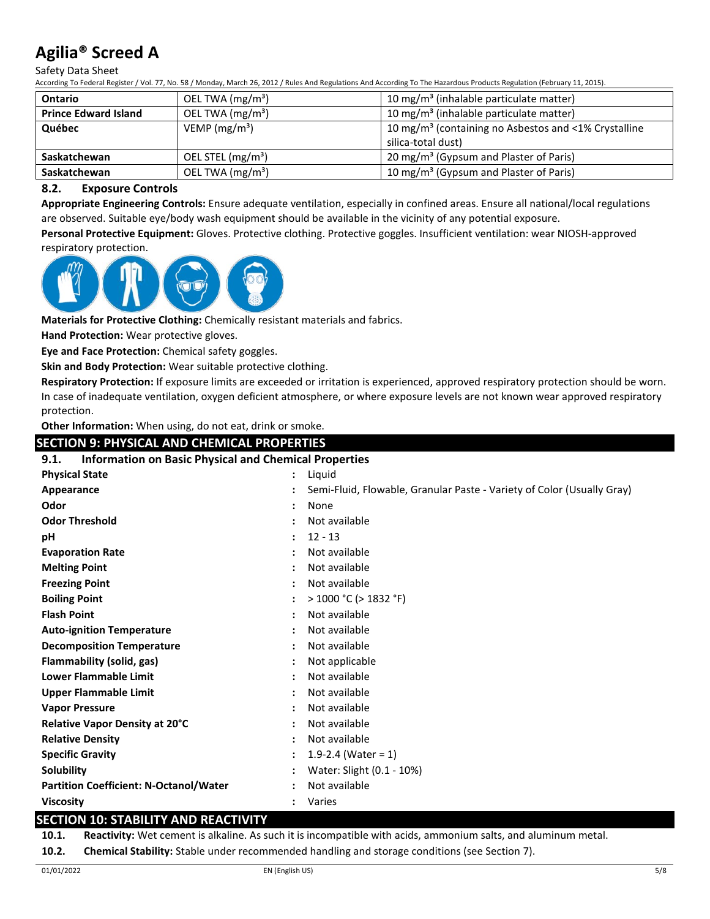| Ontario | OEL TWA (mg/m³) | 10 mg/m³ (inhalable particulate matter) |
|---|---|---|
| Prince Edward Island | OEL TWA (mg/m³) | 10 mg/m³ (inhalable particulate matter) |
| Québec | VEMP (mg/m³) | 10 mg/m³ (containing no Asbestos and <1% Crystalline silica-total dust) |
| Saskatchewan | OEL STEL (mg/m³) | 20 mg/m³ (Gypsum and Plaster of Paris) |
| Saskatchewan | OEL TWA (mg/m³) | 10 mg/m³ (Gypsum and Plaster of Paris) |

### 8.2. Exposure Controls

**Appropriate Engineering Controls:** Ensure adequate ventilation, especially in confined areas. Ensure all national/local regulations are observed. Suitable eye/body wash equipment should be available in the vicinity of any potential exposure.

**Personal Protective Equipment:** Gloves. Protective clothing. Protective goggles. Insufficient ventilation: wear NIOSH-approved respiratory protection.

**Materials for Protective Clothing:** Chemically resistant materials and fabrics.

**Hand Protection:** Wear protective gloves.

**Eye and Face Protection:** Chemical safety goggles.

**Skin and Body Protection:** Wear suitable protective clothing.

**Respiratory Protection:** If exposure limits are exceeded or irritation is experienced, approved respiratory protection should be worn. In case of inadequate ventilation, oxygen deficient atmosphere, or where exposure levels are not known wear approved respiratory protection.

**Other Information:** When using, do not eat, drink or smoke.

## SECTION 9: PHYSICAL AND CHEMICAL PROPERTIES

### 9.1. Information on Basic Physical and Chemical Properties

| | | |
|---|---|---|
| **Physical State** | : | Liquid |
| **Appearance** | : | Semi-Fluid, Flowable, Granular Paste - Variety of Color (Usually Gray) |
| **Odor** | : | None |
| **Odor Threshold** | : | Not available |
| **pH** | : | 12 - 13 |
| **Evaporation Rate** | : | Not available |
| **Melting Point** | : | Not available |
| **Freezing Point** | : | Not available |
| **Boiling Point** | : | > 1000 °C (> 1832 °F) |
| **Flash Point** | : | Not available |
| **Auto-ignition Temperature** | : | Not available |
| **Decomposition Temperature** | : | Not available |
| **Flammability (solid, gas)** | : | Not applicable |
| **Lower Flammable Limit** | : | Not available |
| **Upper Flammable Limit** | : | Not available |
| **Vapor Pressure** | : | Not available |
| **Relative Vapor Density at 20°C** | : | Not available |
| **Relative Density** | : | Not available |
| **Specific Gravity** | : | 1.9-2.4 (Water = 1) |
| **Solubility** | : | Water: Slight (0.1 - 10%) |
| **Partition Coefficient: N-Octanol/Water** | : | Not available |
| **Viscosity** | : | Varies |

## SECTION 10: STABILITY AND REACTIVITY

**10.1. Reactivity:** Wet cement is alkaline. As such it is incompatible with acids, ammonium salts, and aluminum metal.

**10.2. Chemical Stability:** Stable under recommended handling and storage conditions (see Section 7).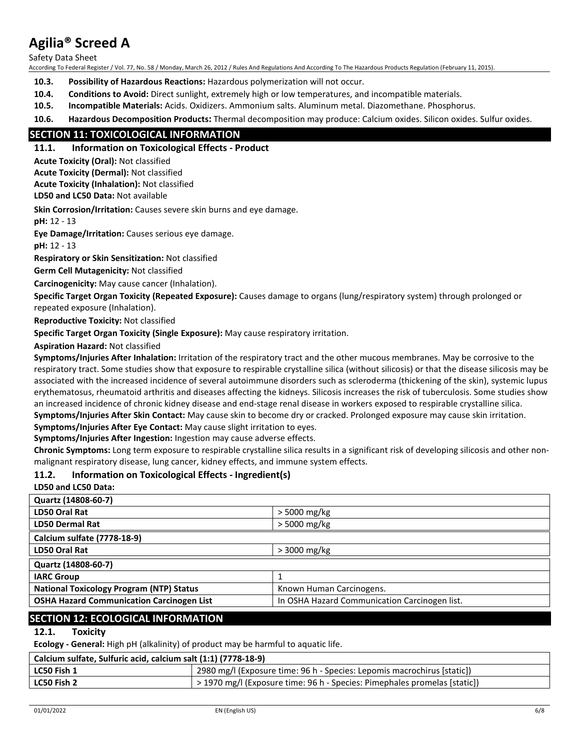**10.3. Possibility of Hazardous Reactions:** Hazardous polymerization will not occur.

**10.4. Conditions to Avoid:** Direct sunlight, extremely high or low temperatures, and incompatible materials.

**10.5. Incompatible Materials:** Acids. Oxidizers. Ammonium salts. Aluminum metal. Diazomethane. Phosphorus.

**10.6. Hazardous Decomposition Products:** Thermal decomposition may produce: Calcium oxides. Silicon oxides. Sulfur oxides.

## SECTION 11: TOXICOLOGICAL INFORMATION

### 11.1. Information on Toxicological Effects - Product

**Acute Toxicity (Oral):** Not classified

**Acute Toxicity (Dermal):** Not classified

**Acute Toxicity (Inhalation):** Not classified

**LD50 and LC50 Data:** Not available

**Skin Corrosion/Irritation:** Causes severe skin burns and eye damage.

**pH:** 12 - 13

**Eye Damage/Irritation:** Causes serious eye damage.

**pH:** 12 - 13

**Respiratory or Skin Sensitization:** Not classified

**Germ Cell Mutagenicity:** Not classified

**Carcinogenicity:** May cause cancer (Inhalation).

**Specific Target Organ Toxicity (Repeated Exposure):** Causes damage to organs (lung/respiratory system) through prolonged or repeated exposure (Inhalation).

**Reproductive Toxicity:** Not classified

**Specific Target Organ Toxicity (Single Exposure):** May cause respiratory irritation.

**Aspiration Hazard:** Not classified

**Symptoms/Injuries After Inhalation:** Irritation of the respiratory tract and the other mucous membranes. May be corrosive to the respiratory tract. Some studies show that exposure to respirable crystalline silica (without silicosis) or that the disease silicosis may be associated with the increased incidence of several autoimmune disorders such as scleroderma (thickening of the skin), systemic lupus erythematosus, rheumatoid arthritis and diseases affecting the kidneys. Silicosis increases the risk of tuberculosis. Some studies show an increased incidence of chronic kidney disease and end-stage renal disease in workers exposed to respirable crystalline silica.

**Symptoms/Injuries After Skin Contact:** May cause skin to become dry or cracked. Prolonged exposure may cause skin irritation.

**Symptoms/Injuries After Eye Contact:** May cause slight irritation to eyes.

**Symptoms/Injuries After Ingestion:** Ingestion may cause adverse effects.

**Chronic Symptoms:** Long term exposure to respirable crystalline silica results in a significant risk of developing silicosis and other non-malignant respiratory disease, lung cancer, kidney effects, and immune system effects.

### 11.2. Information on Toxicological Effects - Ingredient(s)

**LD50 and LC50 Data:**

| Quartz (14808-60-7) | |
|---|---|
| **LD50 Oral Rat** | > 5000 mg/kg |
| **LD50 Dermal Rat** | > 5000 mg/kg |
| **Calcium sulfate (7778-18-9)** | |
| **LD50 Oral Rat** | > 3000 mg/kg |
| **Quartz (14808-60-7)** | |
| **IARC Group** | 1 |
| **National Toxicology Program (NTP) Status** | Known Human Carcinogens. |
| **OSHA Hazard Communication Carcinogen List** | In OSHA Hazard Communication Carcinogen list. |

## SECTION 12: ECOLOGICAL INFORMATION

### 12.1. Toxicity

**Ecology - General:** High pH (alkalinity) of product may be harmful to aquatic life.

| Calcium sulfate, Sulfuric acid, calcium salt (1:1) (7778-18-9) | |
|---|---|
| **LC50 Fish 1** | 2980 mg/l (Exposure time: 96 h - Species: Lepomis macrochirus [static]) |
| **LC50 Fish 2** | > 1970 mg/l (Exposure time: 96 h - Species: Pimephales promelas [static]) |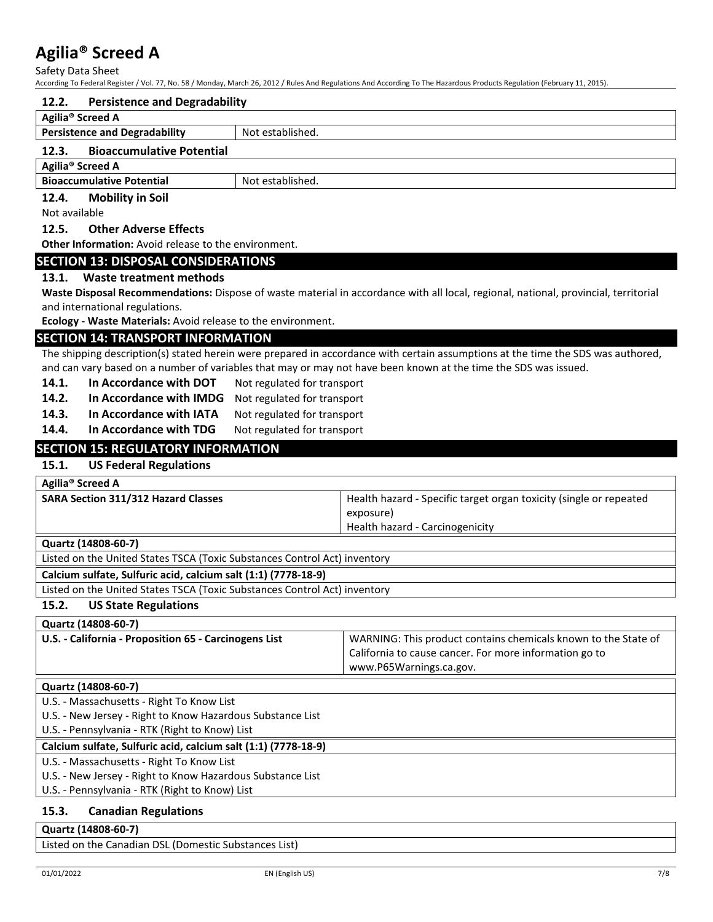### 12.2. Persistence and Degradability

| Agilia® Screed A | |
|---|---|
| Persistence and Degradability | Not established. |

### 12.3. Bioaccumulative Potential

| Agilia® Screed A | |
|---|---|
| Bioaccumulative Potential | Not established. |

### 12.4. Mobility in Soil

Not available

### 12.5. Other Adverse Effects

**Other Information:** Avoid release to the environment.

## SECTION 13: DISPOSAL CONSIDERATIONS

### 13.1. Waste treatment methods

**Waste Disposal Recommendations:** Dispose of waste material in accordance with all local, regional, national, provincial, territorial and international regulations.

**Ecology - Waste Materials:** Avoid release to the environment.

## SECTION 14: TRANSPORT INFORMATION

The shipping description(s) stated herein were prepared in accordance with certain assumptions at the time the SDS was authored, and can vary based on a number of variables that may or may not have been known at the time the SDS was issued.

**14.1. In Accordance with DOT** Not regulated for transport

**14.2. In Accordance with IMDG** Not regulated for transport

**14.3. In Accordance with IATA** Not regulated for transport

**14.4. In Accordance with TDG** Not regulated for transport

## SECTION 15: REGULATORY INFORMATION

### 15.1. US Federal Regulations

| Agilia® Screed A | |
|---|---|
| SARA Section 311/312 Hazard Classes | Health hazard - Specific target organ toxicity (single or repeated exposure)<br>Health hazard - Carcinogenicity |

| Quartz (14808-60-7) |
|---|
| Listed on the United States TSCA (Toxic Substances Control Act) inventory |

| Calcium sulfate, Sulfuric acid, calcium salt (1:1) (7778-18-9) |
|---|
| Listed on the United States TSCA (Toxic Substances Control Act) inventory |

### 15.2. US State Regulations

| Quartz (14808-60-7) | |
|---|---|
| U.S. - California - Proposition 65 - Carcinogens List | WARNING: This product contains chemicals known to the State of California to cause cancer. For more information go to www.P65Warnings.ca.gov. |

| Quartz (14808-60-7) |
|---|
| U.S. - Massachusetts - Right To Know List |
| U.S. - New Jersey - Right to Know Hazardous Substance List |
| U.S. - Pennsylvania - RTK (Right to Know) List |

| Calcium sulfate, Sulfuric acid, calcium salt (1:1) (7778-18-9) |
|---|
| U.S. - Massachusetts - Right To Know List |
| U.S. - New Jersey - Right to Know Hazardous Substance List |
| U.S. - Pennsylvania - RTK (Right to Know) List |

### 15.3. Canadian Regulations

| Quartz (14808-60-7) |
|---|
| Listed on the Canadian DSL (Domestic Substances List) |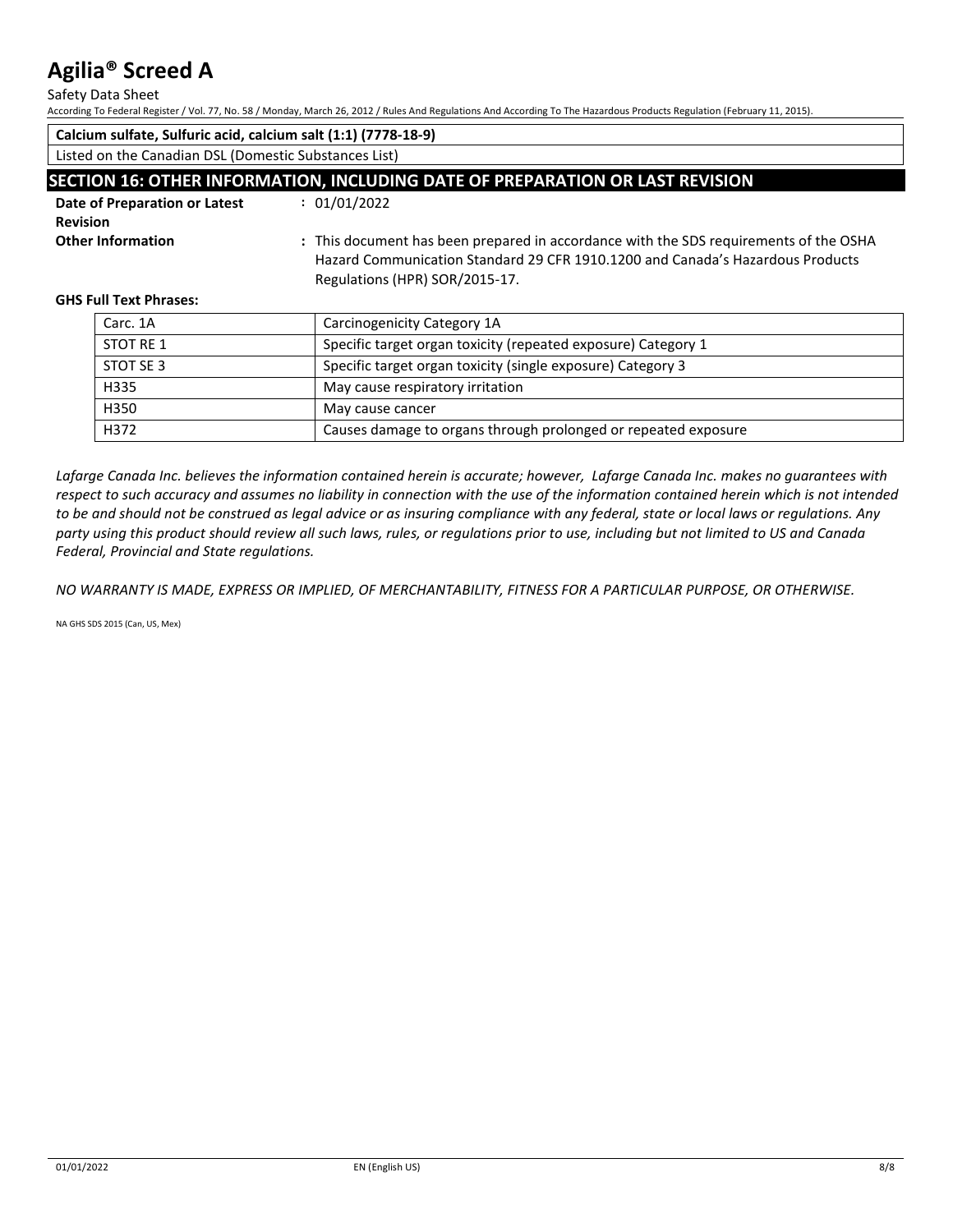**Calcium sulfate, Sulfuric acid, calcium salt (1:1) (7778-18-9)**

Listed on the Canadian DSL (Domestic Substances List)

## SECTION 16: OTHER INFORMATION, INCLUDING DATE OF PREPARATION OR LAST REVISION

**Date of Preparation or Latest Revision** : 01/01/2022

**Other Information** : This document has been prepared in accordance with the SDS requirements of the OSHA Hazard Communication Standard 29 CFR 1910.1200 and Canada's Hazardous Products Regulations (HPR) SOR/2015-17.

**GHS Full Text Phrases:**

| | |
|---|---|
| Carc. 1A | Carcinogenicity Category 1A |
| STOT RE 1 | Specific target organ toxicity (repeated exposure) Category 1 |
| STOT SE 3 | Specific target organ toxicity (single exposure) Category 3 |
| H335 | May cause respiratory irritation |
| H350 | May cause cancer |
| H372 | Causes damage to organs through prolonged or repeated exposure |

*Lafarge Canada Inc. believes the information contained herein is accurate; however, Lafarge Canada Inc. makes no guarantees with respect to such accuracy and assumes no liability in connection with the use of the information contained herein which is not intended to be and should not be construed as legal advice or as insuring compliance with any federal, state or local laws or regulations. Any party using this product should review all such laws, rules, or regulations prior to use, including but not limited to US and Canada Federal, Provincial and State regulations.*

*NO WARRANTY IS MADE, EXPRESS OR IMPLIED, OF MERCHANTABILITY, FITNESS FOR A PARTICULAR PURPOSE, OR OTHERWISE.*

NA GHS SDS 2015 (Can, US, Mex)